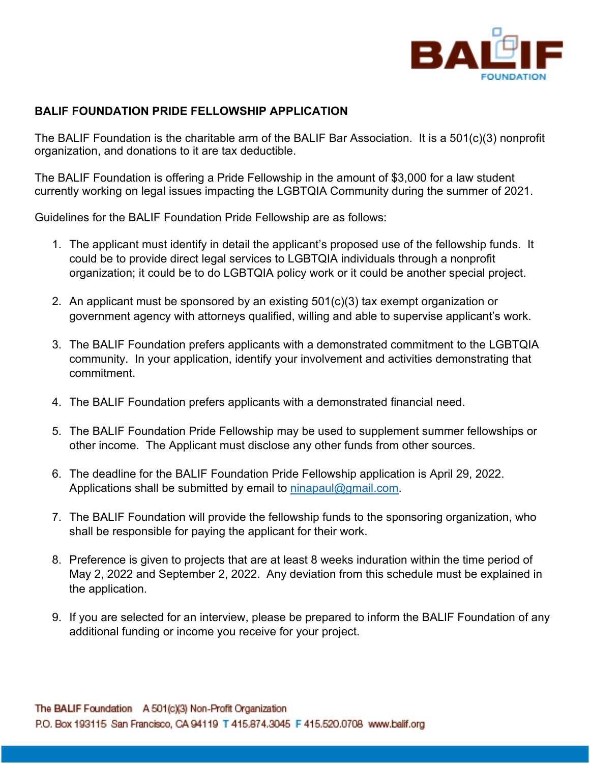## BALIF FOUNDATION PRIDE FELLOWSHIP APPLICATION

The BALIF Foundation is the charitable arm of the BALIF Bar Association. It is a 501(c)(3) nonprofit organization, and donations to it are tax deductible.

The BALIF Foundation is offering a Pride Fellowship in the amount of $3,000 for a law student currently working on legal issues impacting the LGBTQIA Community during the summer of 2021.

Guidelines for the BALIF Foundation Pride Fellowship are as follows:

1. The applicant must identify in detail the applicant's proposed use of the fellowship funds. It could be to provide direct legal services to LGBTQIA individuals through a nonprofit organization; it could be to do LGBTQIA policy work or it could be another special project.

2. An applicant must be sponsored by an existing 501(c)(3) tax exempt organization or government agency with attorneys qualified, willing and able to supervise applicant's work.

3. The BALIF Foundation prefers applicants with a demonstrated commitment to the LGBTQIA community. In your application, identify your involvement and activities demonstrating that commitment.

4. The BALIF Foundation prefers applicants with a demonstrated financial need.

5. The BALIF Foundation Pride Fellowship may be used to supplement summer fellowships or other income. The Applicant must disclose any other funds from other sources.

6. The deadline for the BALIF Foundation Pride Fellowship application is April 29, 2022. Applications shall be submitted by email to ninapaul@gmail.com.

7. The BALIF Foundation will provide the fellowship funds to the sponsoring organization, who shall be responsible for paying the applicant for their work.

8. Preference is given to projects that are at least 8 weeks induration within the time period of May 2, 2022 and September 2, 2022. Any deviation from this schedule must be explained in the application.

9. If you are selected for an interview, please be prepared to inform the BALIF Foundation of any additional funding or income you receive for your project.

The BALIF Foundation A 501(c)(3) Non-Profit Organization
P.O. Box 193115 San Francisco, CA 94119 T 415.874.3045 F 415.520.0708 www.balif.org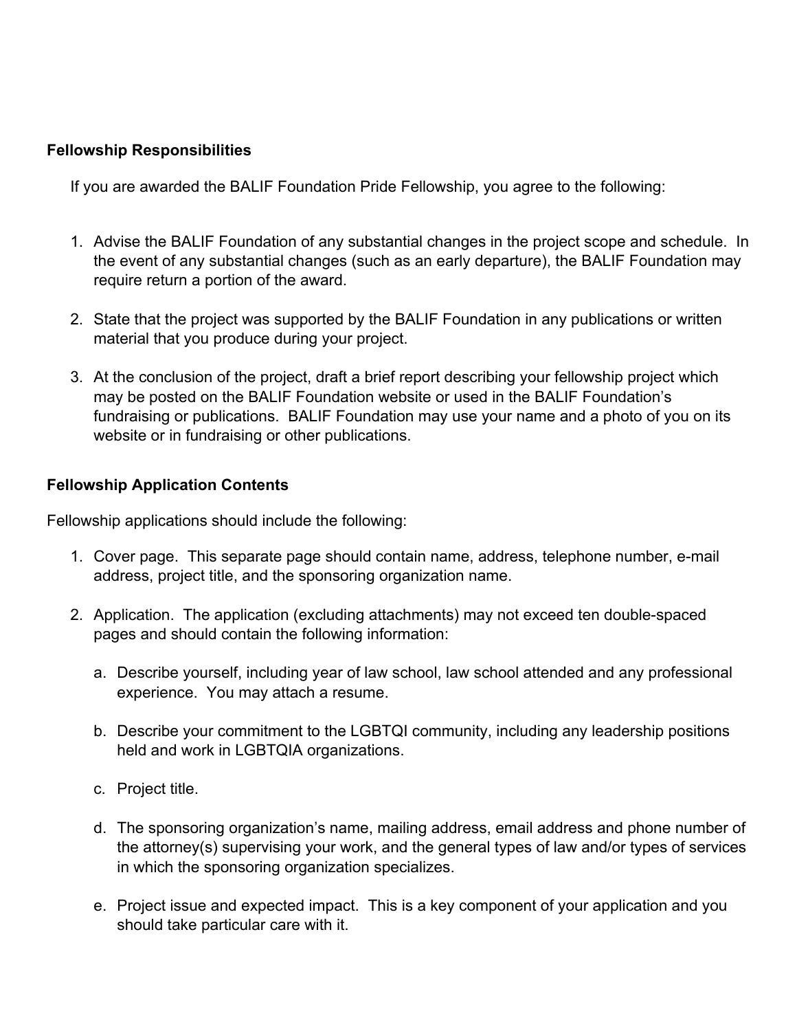**Fellowship Responsibilities**

If you are awarded the BALIF Foundation Pride Fellowship, you agree to the following:

1. Advise the BALIF Foundation of any substantial changes in the project scope and schedule. In the event of any substantial changes (such as an early departure), the BALIF Foundation may require return a portion of the award.

2. State that the project was supported by the BALIF Foundation in any publications or written material that you produce during your project.

3. At the conclusion of the project, draft a brief report describing your fellowship project which may be posted on the BALIF Foundation website or used in the BALIF Foundation's fundraising or publications. BALIF Foundation may use your name and a photo of you on its website or in fundraising or other publications.

**Fellowship Application Contents**

Fellowship applications should include the following:

1. Cover page. This separate page should contain name, address, telephone number, e-mail address, project title, and the sponsoring organization name.

2. Application. The application (excluding attachments) may not exceed ten double-spaced pages and should contain the following information:

    a. Describe yourself, including year of law school, law school attended and any professional experience. You may attach a resume.

    b. Describe your commitment to the LGBTQI community, including any leadership positions held and work in LGBTQIA organizations.

    c. Project title.

    d. The sponsoring organization's name, mailing address, email address and phone number of the attorney(s) supervising your work, and the general types of law and/or types of services in which the sponsoring organization specializes.

    e. Project issue and expected impact. This is a key component of your application and you should take particular care with it.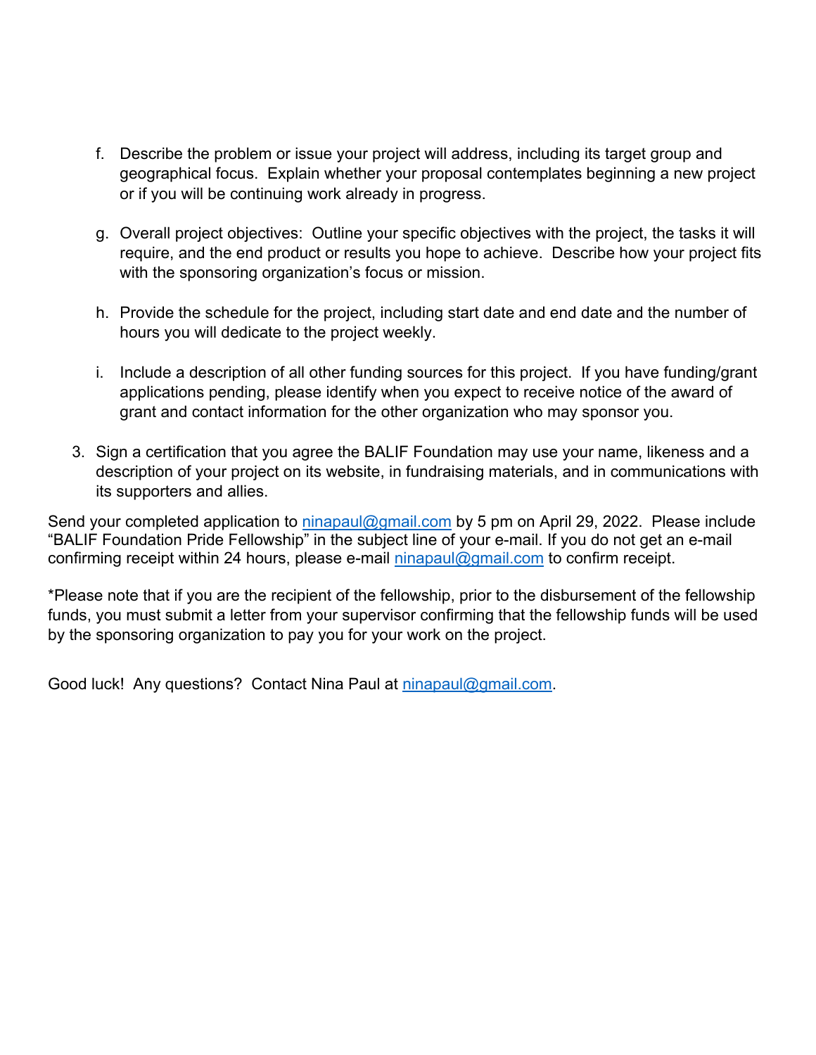f. Describe the problem or issue your project will address, including its target group and geographical focus. Explain whether your proposal contemplates beginning a new project or if you will be continuing work already in progress.

g. Overall project objectives: Outline your specific objectives with the project, the tasks it will require, and the end product or results you hope to achieve. Describe how your project fits with the sponsoring organization's focus or mission.

h. Provide the schedule for the project, including start date and end date and the number of hours you will dedicate to the project weekly.

i. Include a description of all other funding sources for this project. If you have funding/grant applications pending, please identify when you expect to receive notice of the award of grant and contact information for the other organization who may sponsor you.

3. Sign a certification that you agree the BALIF Foundation may use your name, likeness and a description of your project on its website, in fundraising materials, and in communications with its supporters and allies.

Send your completed application to ninapaul@gmail.com by 5 pm on April 29, 2022. Please include "BALIF Foundation Pride Fellowship" in the subject line of your e-mail. If you do not get an e-mail confirming receipt within 24 hours, please e-mail ninapaul@gmail.com to confirm receipt.

*Please note that if you are the recipient of the fellowship, prior to the disbursement of the fellowship funds, you must submit a letter from your supervisor confirming that the fellowship funds will be used by the sponsoring organization to pay you for your work on the project.

Good luck! Any questions? Contact Nina Paul at ninapaul@gmail.com.